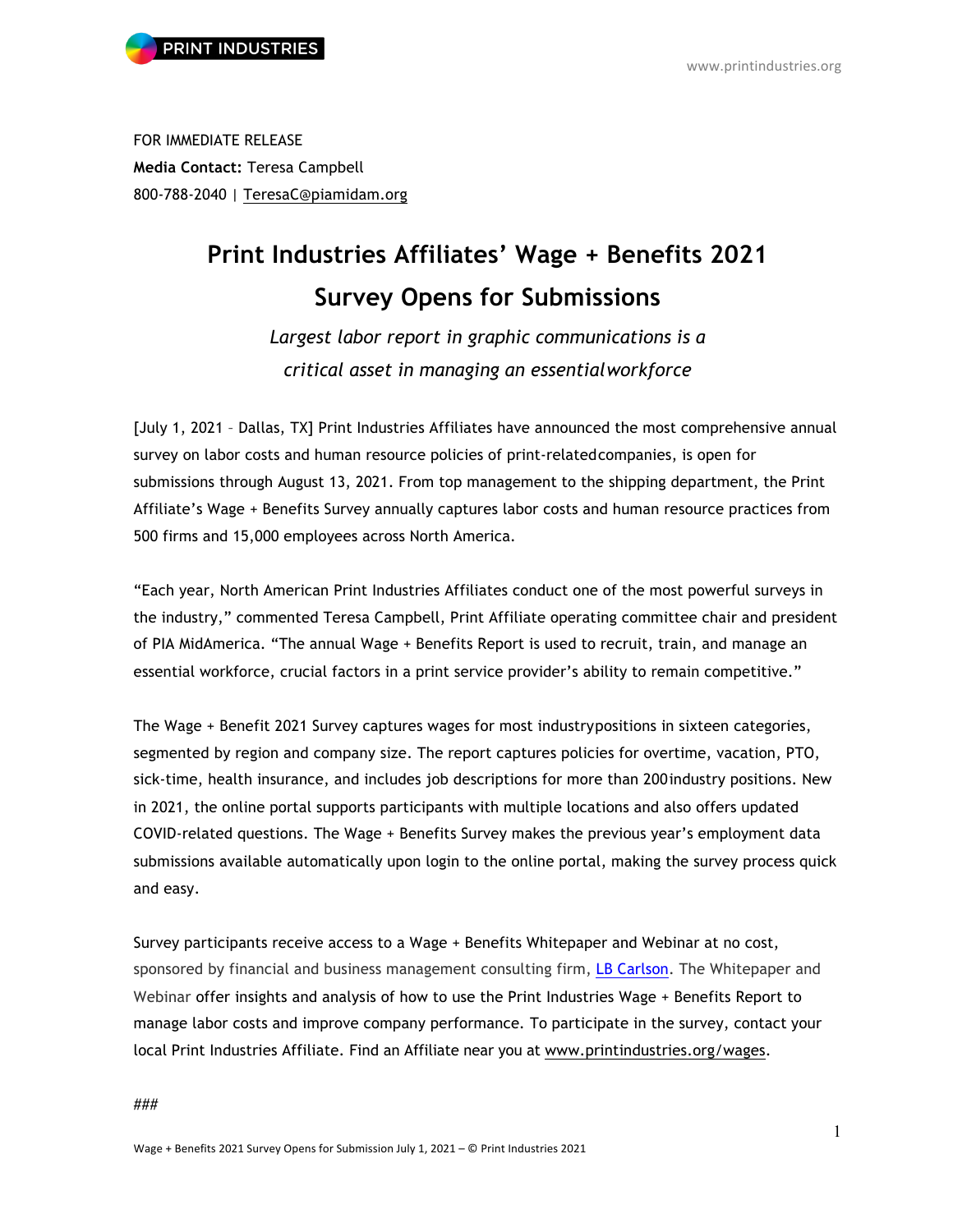FOR IMMEDIATE RELEASE
**Media Contact:** Teresa Campbell
800-788-2040 | TeresaC@piamidam.org

# Print Industries Affiliates' Wage + Benefits 2021 Survey Opens for Submissions

*Largest labor report in graphic communications is a critical asset in managing an essential workforce*

[July 1, 2021 – Dallas, TX] Print Industries Affiliates have announced the most comprehensive annual survey on labor costs and human resource policies of print-related companies, is open for submissions through August 13, 2021. From top management to the shipping department, the Print Affiliate's Wage + Benefits Survey annually captures labor costs and human resource practices from 500 firms and 15,000 employees across North America.

"Each year, North American Print Industries Affiliates conduct one of the most powerful surveys in the industry," commented Teresa Campbell, Print Affiliate operating committee chair and president of PIA MidAmerica. "The annual Wage + Benefits Report is used to recruit, train, and manage an essential workforce, crucial factors in a print service provider's ability to remain competitive."

The Wage + Benefit 2021 Survey captures wages for most industry positions in sixteen categories, segmented by region and company size. The report captures policies for overtime, vacation, PTO, sick-time, health insurance, and includes job descriptions for more than 200 industry positions. New in 2021, the online portal supports participants with multiple locations and also offers updated COVID-related questions. The Wage + Benefits Survey makes the previous year's employment data submissions available automatically upon login to the online portal, making the survey process quick and easy.

Survey participants receive access to a Wage + Benefits Whitepaper and Webinar at no cost, sponsored by financial and business management consulting firm, LB Carlson. The Whitepaper and Webinar offer insights and analysis of how to use the Print Industries Wage + Benefits Report to manage labor costs and improve company performance. To participate in the survey, contact your local Print Industries Affiliate. Find an Affiliate near you at www.printindustries.org/wages.

###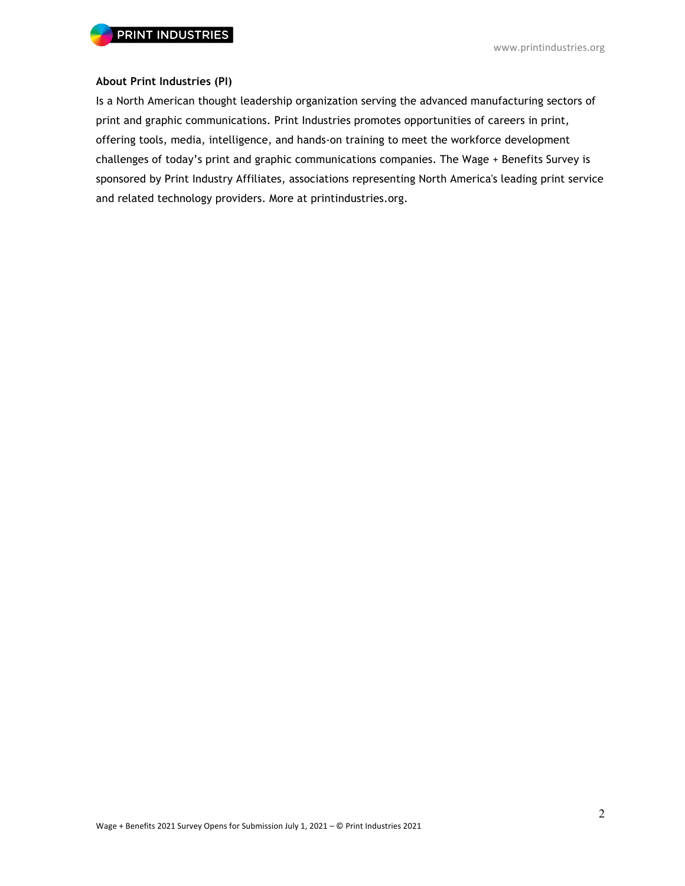**About Print Industries (PI)**

Is a North American thought leadership organization serving the advanced manufacturing sectors of print and graphic communications. Print Industries promotes opportunities of careers in print, offering tools, media, intelligence, and hands-on training to meet the workforce development challenges of today's print and graphic communications companies. The Wage + Benefits Survey is sponsored by Print Industry Affiliates, associations representing North America's leading print service and related technology providers. More at printindustries.org.